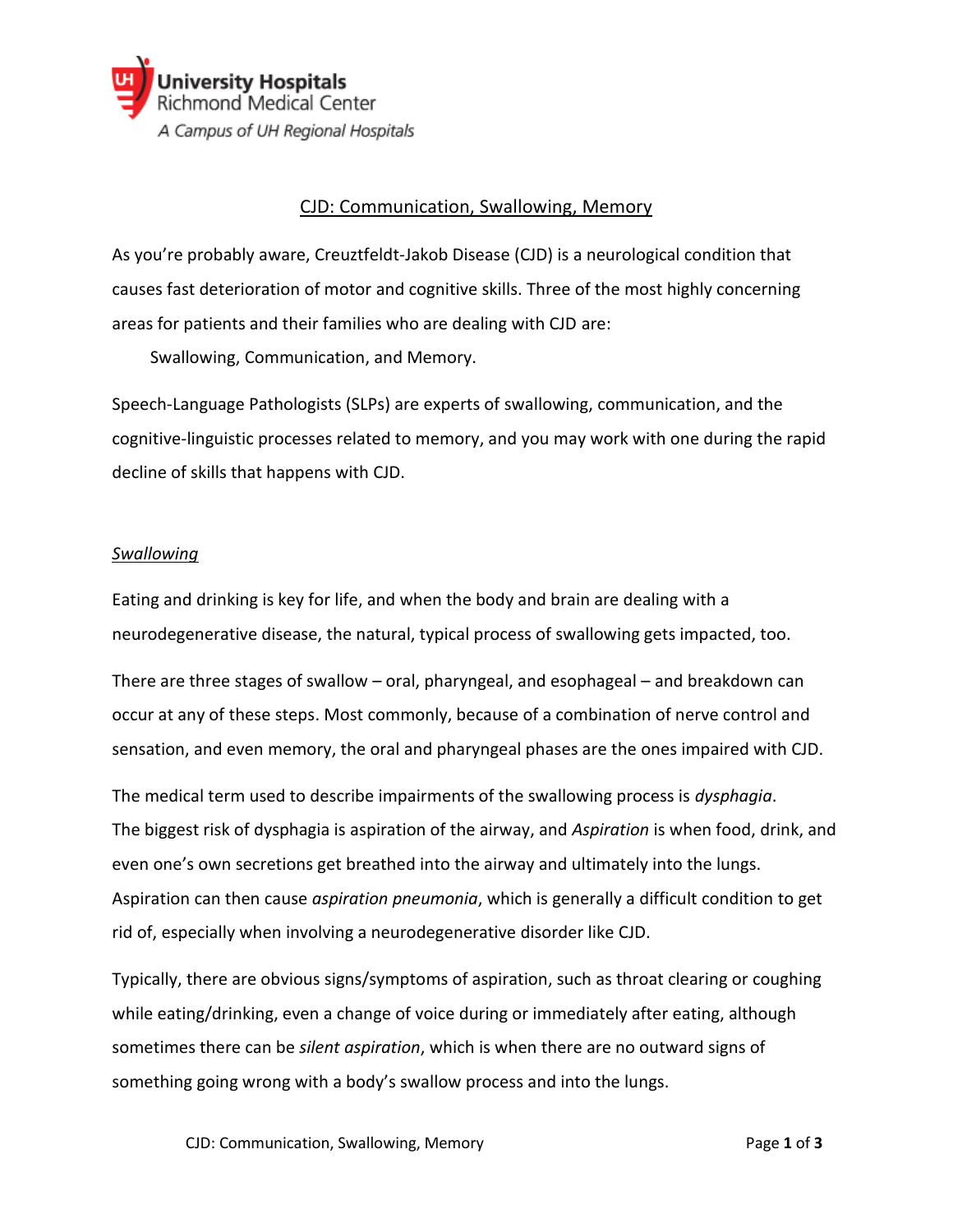University Hospitals
Richmond Medical Center
*A Campus of UH Regional Hospitals*

# CJD: Communication, Swallowing, Memory

As you're probably aware, Creuztfeldt-Jakob Disease (CJD) is a neurological condition that causes fast deterioration of motor and cognitive skills. Three of the most highly concerning areas for patients and their families who are dealing with CJD are:

Swallowing, Communication, and Memory.

Speech-Language Pathologists (SLPs) are experts of swallowing, communication, and the cognitive-linguistic processes related to memory, and you may work with one during the rapid decline of skills that happens with CJD.

## *Swallowing*

Eating and drinking is key for life, and when the body and brain are dealing with a neurodegenerative disease, the natural, typical process of swallowing gets impacted, too.

There are three stages of swallow – oral, pharyngeal, and esophageal – and breakdown can occur at any of these steps. Most commonly, because of a combination of nerve control and sensation, and even memory, the oral and pharyngeal phases are the ones impaired with CJD.

The medical term used to describe impairments of the swallowing process is *dysphagia*. The biggest risk of dysphagia is aspiration of the airway, and *Aspiration* is when food, drink, and even one's own secretions get breathed into the airway and ultimately into the lungs. Aspiration can then cause *aspiration pneumonia*, which is generally a difficult condition to get rid of, especially when involving a neurodegenerative disorder like CJD.

Typically, there are obvious signs/symptoms of aspiration, such as throat clearing or coughing while eating/drinking, even a change of voice during or immediately after eating, although sometimes there can be *silent aspiration*, which is when there are no outward signs of something going wrong with a body's swallow process and into the lungs.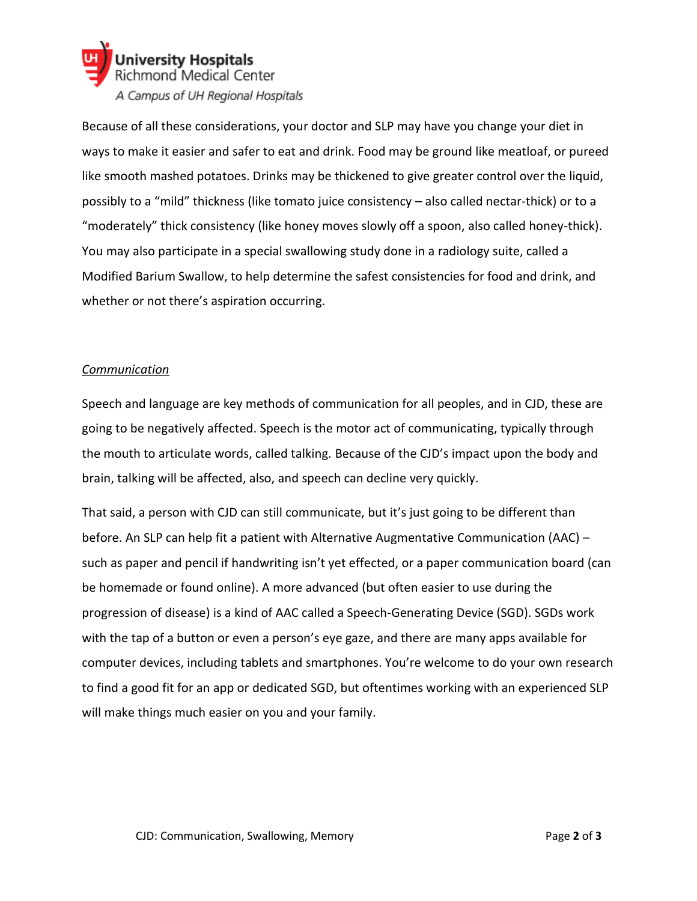Because of all these considerations, your doctor and SLP may have you change your diet in ways to make it easier and safer to eat and drink. Food may be ground like meatloaf, or pureed like smooth mashed potatoes. Drinks may be thickened to give greater control over the liquid, possibly to a "mild" thickness (like tomato juice consistency – also called nectar-thick) or to a "moderately" thick consistency (like honey moves slowly off a spoon, also called honey-thick). You may also participate in a special swallowing study done in a radiology suite, called a Modified Barium Swallow, to help determine the safest consistencies for food and drink, and whether or not there's aspiration occurring.

*Communication*

Speech and language are key methods of communication for all peoples, and in CJD, these are going to be negatively affected. Speech is the motor act of communicating, typically through the mouth to articulate words, called talking. Because of the CJD's impact upon the body and brain, talking will be affected, also, and speech can decline very quickly.

That said, a person with CJD can still communicate, but it's just going to be different than before. An SLP can help fit a patient with Alternative Augmentative Communication (AAC) – such as paper and pencil if handwriting isn't yet effected, or a paper communication board (can be homemade or found online). A more advanced (but often easier to use during the progression of disease) is a kind of AAC called a Speech-Generating Device (SGD). SGDs work with the tap of a button or even a person's eye gaze, and there are many apps available for computer devices, including tablets and smartphones. You're welcome to do your own research to find a good fit for an app or dedicated SGD, but oftentimes working with an experienced SLP will make things much easier on you and your family.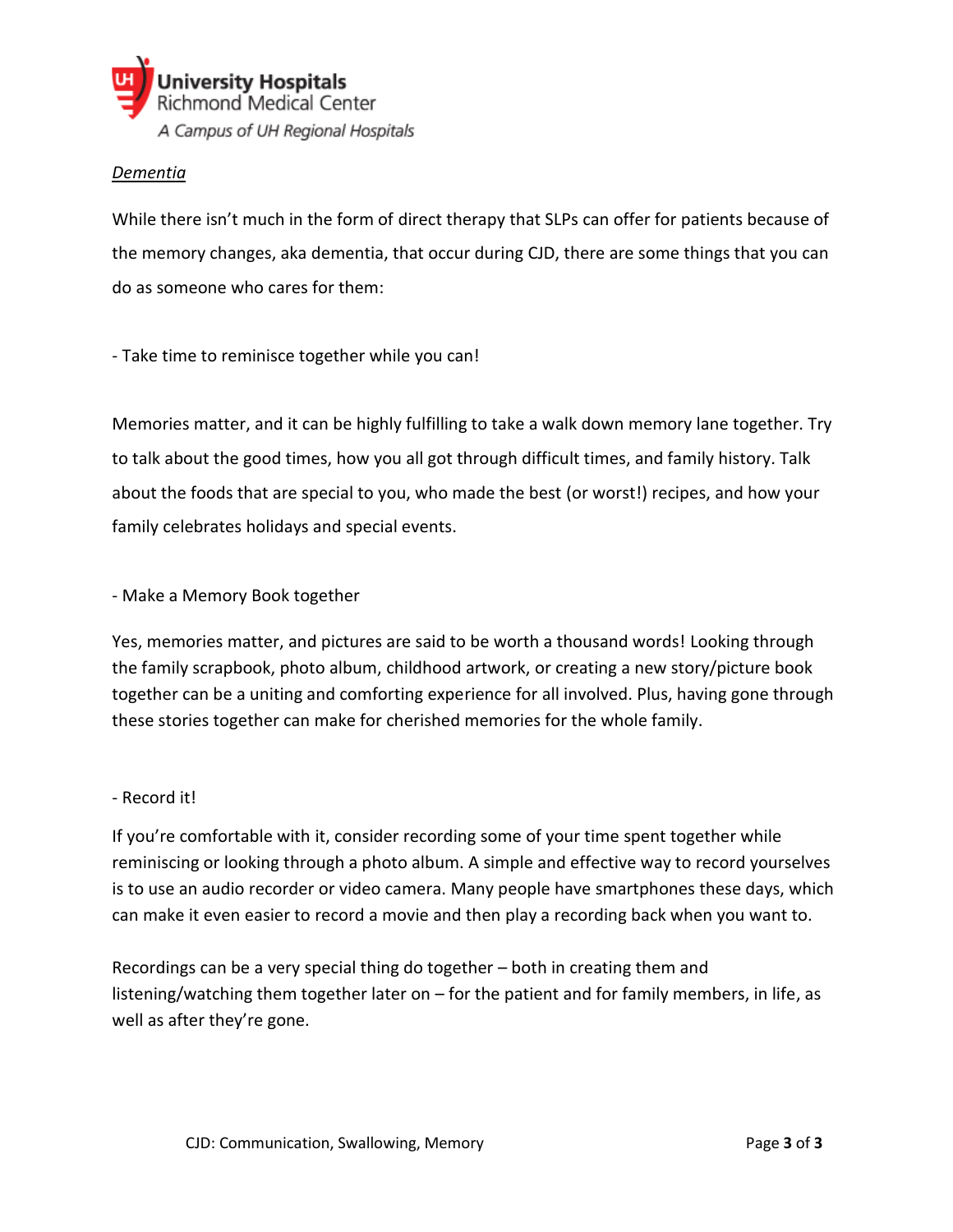*Dementia*

While there isn't much in the form of direct therapy that SLPs can offer for patients because of the memory changes, aka dementia, that occur during CJD, there are some things that you can do as someone who cares for them:

- Take time to reminisce together while you can!

Memories matter, and it can be highly fulfilling to take a walk down memory lane together. Try to talk about the good times, how you all got through difficult times, and family history. Talk about the foods that are special to you, who made the best (or worst!) recipes, and how your family celebrates holidays and special events.

- Make a Memory Book together

Yes, memories matter, and pictures are said to be worth a thousand words! Looking through the family scrapbook, photo album, childhood artwork, or creating a new story/picture book together can be a uniting and comforting experience for all involved. Plus, having gone through these stories together can make for cherished memories for the whole family.

- Record it!

If you're comfortable with it, consider recording some of your time spent together while reminiscing or looking through a photo album. A simple and effective way to record yourselves is to use an audio recorder or video camera. Many people have smartphones these days, which can make it even easier to record a movie and then play a recording back when you want to.

Recordings can be a very special thing do together – both in creating them and listening/watching them together later on – for the patient and for family members, in life, as well as after they're gone.